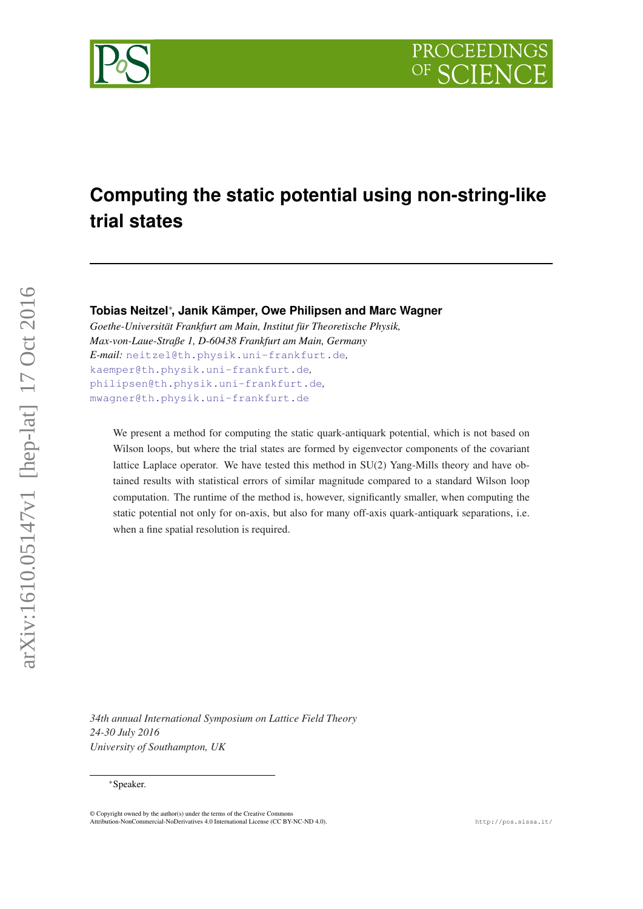# Computing the static potential using non-string-like trial states

**Tobias Neitzel***, **Janik Kämper, Owe Philipsen and Marc Wagner**

*Goethe-Universität Frankfurt am Main, Institut für Theoretische Physik,*
*Max-von-Laue-Straße 1, D-60438 Frankfurt am Main, Germany*
*E-mail:* neitzel@th.physik.uni-frankfurt.de, kaemper@th.physik.uni-frankfurt.de, philipsen@th.physik.uni-frankfurt.de, mwagner@th.physik.uni-frankfurt.de

We present a method for computing the static quark-antiquark potential, which is not based on Wilson loops, but where the trial states are formed by eigenvector components of the covariant lattice Laplace operator. We have tested this method in SU(2) Yang-Mills theory and have obtained results with statistical errors of similar magnitude compared to a standard Wilson loop computation. The runtime of the method is, however, significantly smaller, when computing the static potential not only for on-axis, but also for many off-axis quark-antiquark separations, i.e. when a fine spatial resolution is required.

*34th annual International Symposium on Lattice Field Theory*
*24-30 July 2016*
*University of Southampton, UK*

*Speaker.

© Copyright owned by the author(s) under the terms of the Creative Commons Attribution-NonCommercial-NoDerivatives 4.0 International License (CC BY-NC-ND 4.0).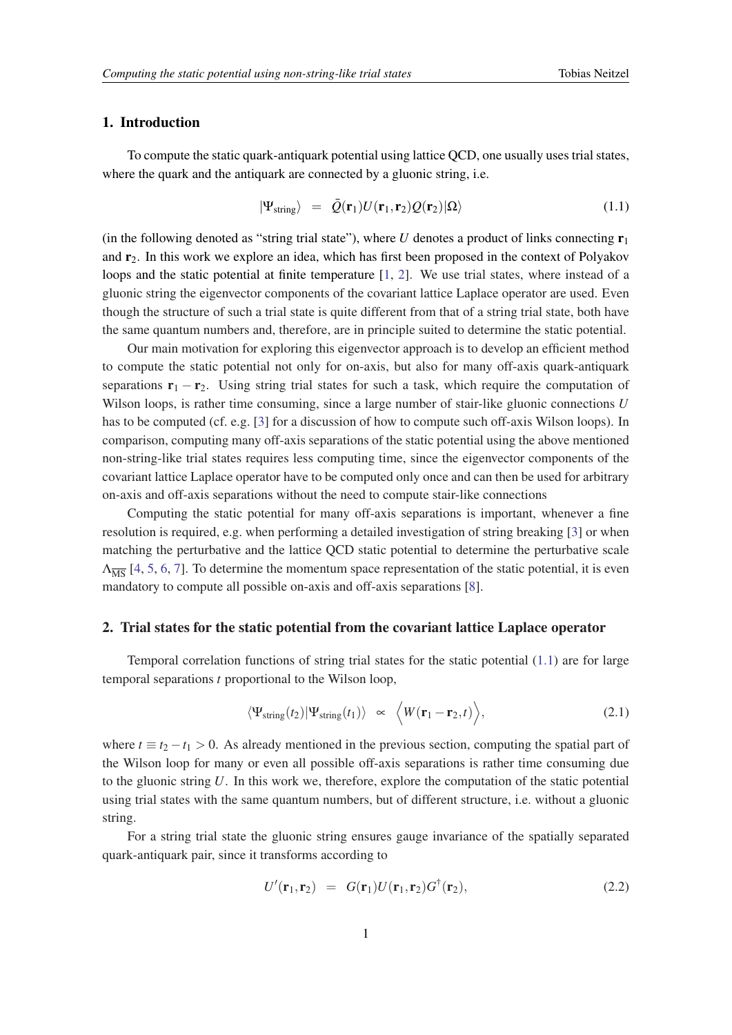## 1. Introduction

To compute the static quark-antiquark potential using lattice QCD, one usually uses trial states, where the quark and the antiquark are connected by a gluonic string, i.e.

$$|\Psi_{\text{string}}\rangle \;\; = \;\; \bar{Q}(\mathbf{r}_1)U(\mathbf{r}_1,\mathbf{r}_2)Q(\mathbf{r}_2)|\Omega\rangle \tag{1.1}$$

(in the following denoted as "string trial state"), where $U$ denotes a product of links connecting $\mathbf{r}_1$ and $\mathbf{r}_2$. In this work we explore an idea, which has first been proposed in the context of Polyakov loops and the static potential at finite temperature [1, 2]. We use trial states, where instead of a gluonic string the eigenvector components of the covariant lattice Laplace operator are used. Even though the structure of such a trial state is quite different from that of a string trial state, both have the same quantum numbers and, therefore, are in principle suited to determine the static potential.

Our main motivation for exploring this eigenvector approach is to develop an efficient method to compute the static potential not only for on-axis, but also for many off-axis quark-antiquark separations $\mathbf{r}_1 - \mathbf{r}_2$. Using string trial states for such a task, which require the computation of Wilson loops, is rather time consuming, since a large number of stair-like gluonic connections $U$ has to be computed (cf. e.g. [3] for a discussion of how to compute such off-axis Wilson loops). In comparison, computing many off-axis separations of the static potential using the above mentioned non-string-like trial states requires less computing time, since the eigenvector components of the covariant lattice Laplace operator have to be computed only once and can then be used for arbitrary on-axis and off-axis separations without the need to compute stair-like connections

Computing the static potential for many off-axis separations is important, whenever a fine resolution is required, e.g. when performing a detailed investigation of string breaking [3] or when matching the perturbative and the lattice QCD static potential to determine the perturbative scale $\Lambda_{\overline{\text{MS}}}$ [4, 5, 6, 7]. To determine the momentum space representation of the static potential, it is even mandatory to compute all possible on-axis and off-axis separations [8].

## 2. Trial states for the static potential from the covariant lattice Laplace operator

Temporal correlation functions of string trial states for the static potential (1.1) are for large temporal separations $t$ proportional to the Wilson loop,

$$\langle\Psi_{\text{string}}(t_2)|\Psi_{\text{string}}(t_1)\rangle \;\; \propto \;\; \Big\langle W(\mathbf{r}_1-\mathbf{r}_2,t)\Big\rangle, \tag{2.1}$$

where $t \equiv t_2 - t_1 > 0$. As already mentioned in the previous section, computing the spatial part of the Wilson loop for many or even all possible off-axis separations is rather time consuming due to the gluonic string $U$. In this work we, therefore, explore the computation of the static potential using trial states with the same quantum numbers, but of different structure, i.e. without a gluonic string.

For a string trial state the gluonic string ensures gauge invariance of the spatially separated quark-antiquark pair, since it transforms according to

$$U'(\mathbf{r}_1,\mathbf{r}_2) \;\; = \;\; G(\mathbf{r}_1)U(\mathbf{r}_1,\mathbf{r}_2)G^\dagger(\mathbf{r}_2), \tag{2.2}$$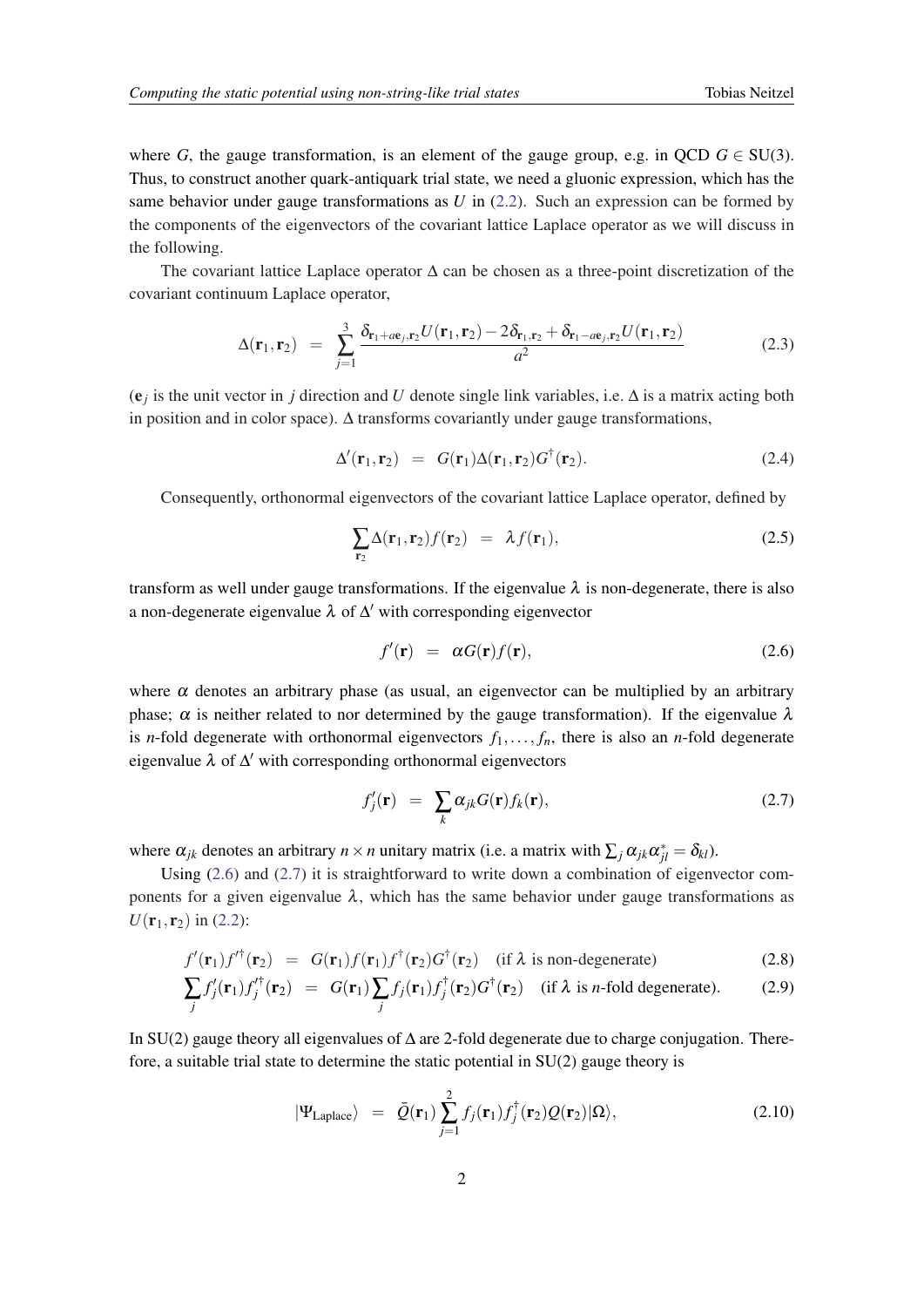where $G$, the gauge transformation, is an element of the gauge group, e.g. in QCD $G \in \mathrm{SU}(3)$. Thus, to construct another quark-antiquark trial state, we need a gluonic expression, which has the same behavior under gauge transformations as $U$ in (2.2). Such an expression can be formed by the components of the eigenvectors of the covariant lattice Laplace operator as we will discuss in the following.

The covariant lattice Laplace operator $\Delta$ can be chosen as a three-point discretization of the covariant continuum Laplace operator,

$$\Delta(\mathbf{r}_1, \mathbf{r}_2) \;\; = \;\; \sum_{j=1}^{3} \frac{\delta_{\mathbf{r}_1+a\mathbf{e}_j, \mathbf{r}_2} U(\mathbf{r}_1, \mathbf{r}_2) - 2\delta_{\mathbf{r}_1, \mathbf{r}_2} + \delta_{\mathbf{r}_1-a\mathbf{e}_j, \mathbf{r}_2} U(\mathbf{r}_1, \mathbf{r}_2)}{a^2} \tag{2.3}$$

($\mathbf{e}_j$ is the unit vector in $j$ direction and $U$ denote single link variables, i.e. $\Delta$ is a matrix acting both in position and in color space). $\Delta$ transforms covariantly under gauge transformations,

$$\Delta'(\mathbf{r}_1, \mathbf{r}_2) \;\; = \;\; G(\mathbf{r}_1)\Delta(\mathbf{r}_1, \mathbf{r}_2)G^\dagger(\mathbf{r}_2). \tag{2.4}$$

Consequently, orthonormal eigenvectors of the covariant lattice Laplace operator, defined by

$$\sum_{\mathbf{r}_2} \Delta(\mathbf{r}_1, \mathbf{r}_2) f(\mathbf{r}_2) \;\; = \;\; \lambda f(\mathbf{r}_1), \tag{2.5}$$

transform as well under gauge transformations. If the eigenvalue $\lambda$ is non-degenerate, there is also a non-degenerate eigenvalue $\lambda$ of $\Delta'$ with corresponding eigenvector

$$f'(\mathbf{r}) \;\; = \;\; \alpha G(\mathbf{r}) f(\mathbf{r}), \tag{2.6}$$

where $\alpha$ denotes an arbitrary phase (as usual, an eigenvector can be multiplied by an arbitrary phase; $\alpha$ is neither related to nor determined by the gauge transformation). If the eigenvalue $\lambda$ is $n$-fold degenerate with orthonormal eigenvectors $f_1, \ldots, f_n$, there is also an $n$-fold degenerate eigenvalue $\lambda$ of $\Delta'$ with corresponding orthonormal eigenvectors

$$f'_j(\mathbf{r}) \;\; = \;\; \sum_k \alpha_{jk} G(\mathbf{r}) f_k(\mathbf{r}), \tag{2.7}$$

where $\alpha_{jk}$ denotes an arbitrary $n \times n$ unitary matrix (i.e. a matrix with $\sum_j \alpha_{jk}\alpha^*_{jl} = \delta_{kl}$).

Using (2.6) and (2.7) it is straightforward to write down a combination of eigenvector components for a given eigenvalue $\lambda$, which has the same behavior under gauge transformations as $U(\mathbf{r}_1, \mathbf{r}_2)$ in (2.2):

$$f'(\mathbf{r}_1) f'^\dagger(\mathbf{r}_2) \;\; = \;\; G(\mathbf{r}_1) f(\mathbf{r}_1) f^\dagger(\mathbf{r}_2) G^\dagger(\mathbf{r}_2) \quad (\text{if } \lambda \text{ is non-degenerate}) \tag{2.8}$$

$$\sum_j f'_j(\mathbf{r}_1) f'^\dagger_j(\mathbf{r}_2) \;\; = \;\; G(\mathbf{r}_1) \sum_j f_j(\mathbf{r}_1) f^\dagger_j(\mathbf{r}_2) G^\dagger(\mathbf{r}_2) \quad (\text{if } \lambda \text{ is } n\text{-fold degenerate}). \tag{2.9}$$

In SU(2) gauge theory all eigenvalues of $\Delta$ are 2-fold degenerate due to charge conjugation. Therefore, a suitable trial state to determine the static potential in SU(2) gauge theory is

$$|\Psi_{\text{Laplace}}\rangle \;\; = \;\; \bar{Q}(\mathbf{r}_1) \sum_{j=1}^{2} f_j(\mathbf{r}_1) f^\dagger_j(\mathbf{r}_2) Q(\mathbf{r}_2) |\Omega\rangle, \tag{2.10}$$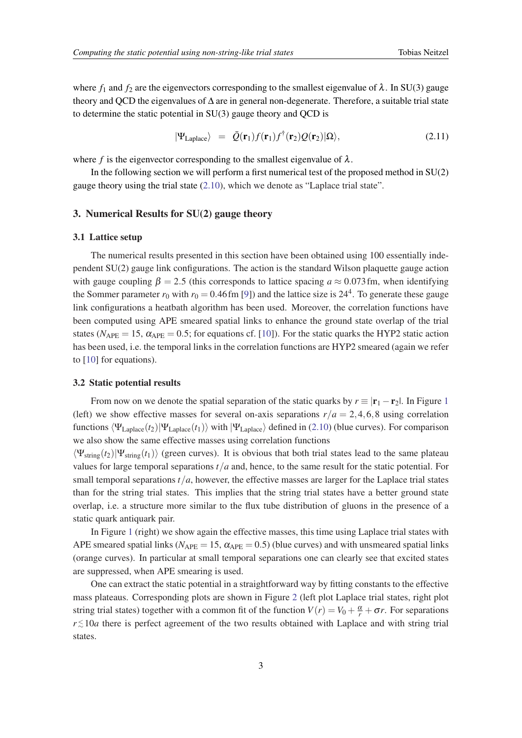where $f_1$ and $f_2$ are the eigenvectors corresponding to the smallest eigenvalue of $\lambda$. In SU(3) gauge theory and QCD the eigenvalues of $\Delta$ are in general non-degenerate. Therefore, a suitable trial state to determine the static potential in SU(3) gauge theory and QCD is

$$|\Psi_{\text{Laplace}}\rangle \;\; = \;\; \bar{Q}(\mathbf{r}_1) f(\mathbf{r}_1) f^\dagger(\mathbf{r}_2) Q(\mathbf{r}_2)|\Omega\rangle, \tag{2.11}$$

where $f$ is the eigenvector corresponding to the smallest eigenvalue of $\lambda$.

In the following section we will perform a first numerical test of the proposed method in SU(2) gauge theory using the trial state (2.10), which we denote as "Laplace trial state".

## 3. Numerical Results for SU(2) gauge theory

### 3.1 Lattice setup

The numerical results presented in this section have been obtained using 100 essentially independent SU(2) gauge link configurations. The action is the standard Wilson plaquette gauge action with gauge coupling $\beta = 2.5$ (this corresponds to lattice spacing $a \approx 0.073\,\text{fm}$, when identifying the Sommer parameter $r_0$ with $r_0 = 0.46\,\text{fm}$ [9]) and the lattice size is $24^4$. To generate these gauge link configurations a heatbath algorithm has been used. Moreover, the correlation functions have been computed using APE smeared spatial links to enhance the ground state overlap of the trial states ($N_{\text{APE}} = 15$, $\alpha_{\text{APE}} = 0.5$; for equations cf. [10]). For the static quarks the HYP2 static action has been used, i.e. the temporal links in the correlation functions are HYP2 smeared (again we refer to [10] for equations).

### 3.2 Static potential results

From now on we denote the spatial separation of the static quarks by $r \equiv |\mathbf{r}_1 - \mathbf{r}_2|$. In Figure 1 (left) we show effective masses for several on-axis separations $r/a = 2, 4, 6, 8$ using correlation functions $\langle\Psi_{\text{Laplace}}(t_2)|\Psi_{\text{Laplace}}(t_1)\rangle$ with $|\Psi_{\text{Laplace}}\rangle$ defined in (2.10) (blue curves). For comparison we also show the same effective masses using correlation functions $\langle\Psi_{\text{string}}(t_2)|\Psi_{\text{string}}(t_1)\rangle$ (green curves). It is obvious that both trial states lead to the same plateau values for large temporal separations $t/a$ and, hence, to the same result for the static potential. For small temporal separations $t/a$, however, the effective masses are larger for the Laplace trial states than for the string trial states. This implies that the string trial states have a better ground state overlap, i.e. a structure more similar to the flux tube distribution of gluons in the presence of a static quark antiquark pair.

In Figure 1 (right) we show again the effective masses, this time using Laplace trial states with APE smeared spatial links ($N_{\text{APE}} = 15$, $\alpha_{\text{APE}} = 0.5$) (blue curves) and with unsmeared spatial links (orange curves). In particular at small temporal separations one can clearly see that excited states are suppressed, when APE smearing is used.

One can extract the static potential in a straightforward way by fitting constants to the effective mass plateaus. Corresponding plots are shown in Figure 2 (left plot Laplace trial states, right plot string trial states) together with a common fit of the function $V(r) = V_0 + \frac{\alpha}{r} + \sigma r$. For separations $r \lesssim 10a$ there is perfect agreement of the two results obtained with Laplace and with string trial states.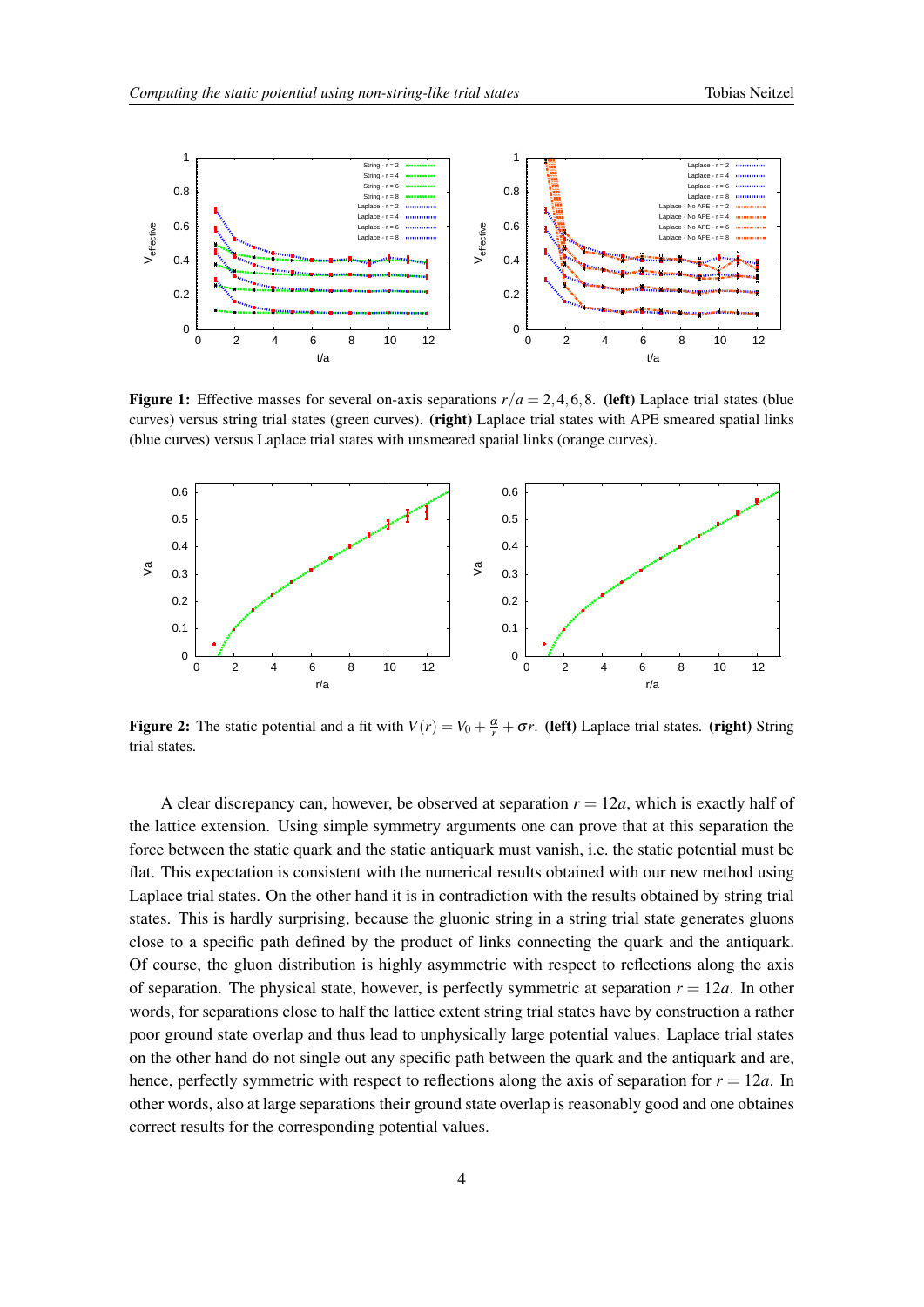**Figure 1:** Effective masses for several on-axis separations $r/a = 2, 4, 6, 8$. **(left)** Laplace trial states (blue curves) versus string trial states (green curves). **(right)** Laplace trial states with APE smeared spatial links (blue curves) versus Laplace trial states with unsmeared spatial links (orange curves).

**Figure 2:** The static potential and a fit with $V(r) = V_0 + \frac{\alpha}{r} + \sigma r$. **(left)** Laplace trial states. **(right)** String trial states.

A clear discrepancy can, however, be observed at separation $r = 12a$, which is exactly half of the lattice extension. Using simple symmetry arguments one can prove that at this separation the force between the static quark and the static antiquark must vanish, i.e. the static potential must be flat. This expectation is consistent with the numerical results obtained with our new method using Laplace trial states. On the other hand it is in contradiction with the results obtained by string trial states. This is hardly surprising, because the gluonic string in a string trial state generates gluons close to a specific path defined by the product of links connecting the quark and the antiquark. Of course, the gluon distribution is highly asymmetric with respect to reflections along the axis of separation. The physical state, however, is perfectly symmetric at separation $r = 12a$. In other words, for separations close to half the lattice extent string trial states have by construction a rather poor ground state overlap and thus lead to unphysically large potential values. Laplace trial states on the other hand do not single out any specific path between the quark and the antiquark and are, hence, perfectly symmetric with respect to reflections along the axis of separation for $r = 12a$. In other words, also at large separations their ground state overlap is reasonably good and one obtaines correct results for the corresponding potential values.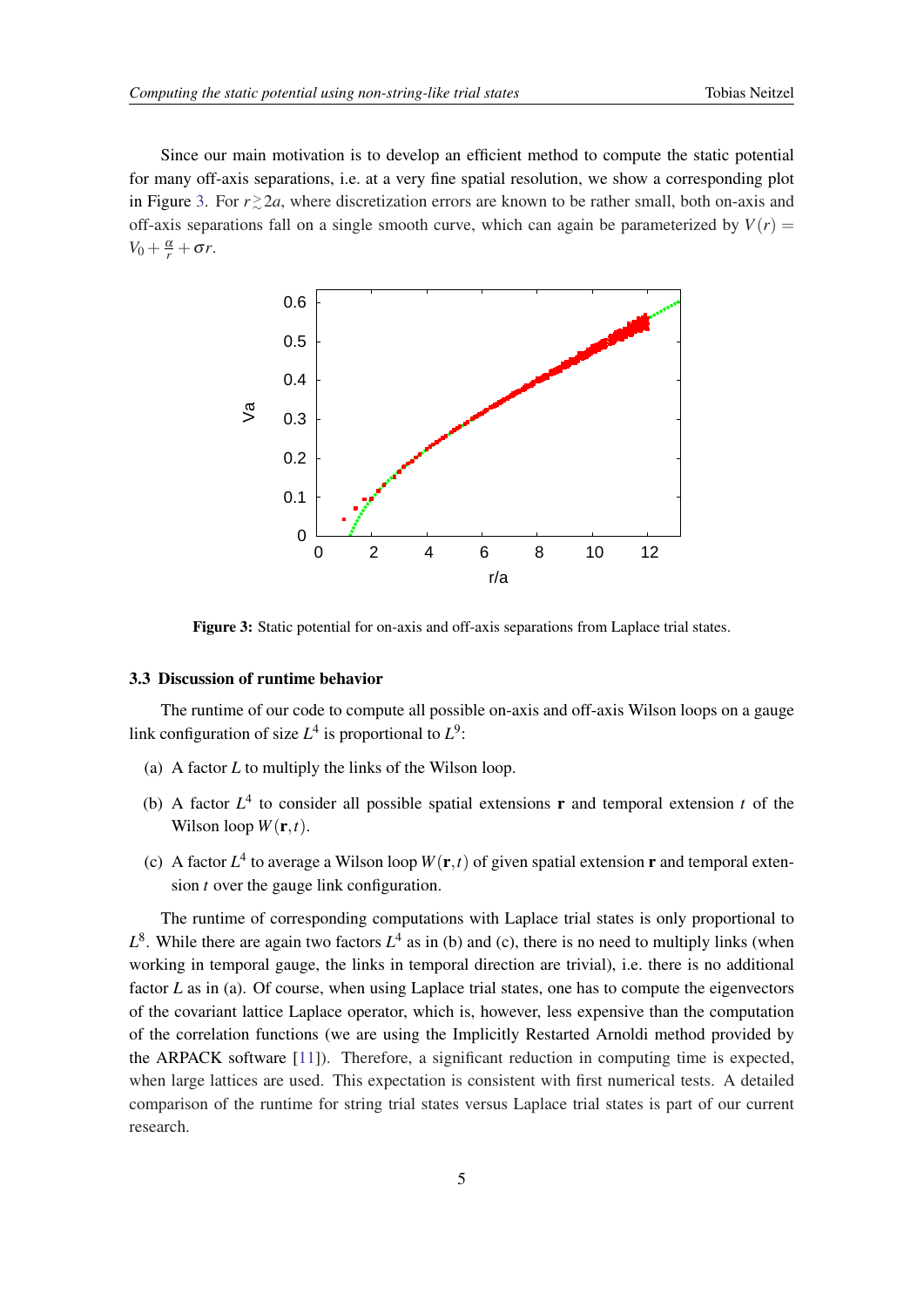Since our main motivation is to develop an efficient method to compute the static potential for many off-axis separations, i.e. at a very fine spatial resolution, we show a corresponding plot in Figure 3. For $r \gtrsim 2a$, where discretization errors are known to be rather small, both on-axis and off-axis separations fall on a single smooth curve, which can again be parameterized by $V(r) = V_0 + \frac{\alpha}{r} + \sigma r$.

**Figure 3:** Static potential for on-axis and off-axis separations from Laplace trial states.

### 3.3 Discussion of runtime behavior

The runtime of our code to compute all possible on-axis and off-axis Wilson loops on a gauge link configuration of size $L^4$ is proportional to $L^9$:

(a) A factor $L$ to multiply the links of the Wilson loop.

(b) A factor $L^4$ to consider all possible spatial extensions $\mathbf{r}$ and temporal extension $t$ of the Wilson loop $W(\mathbf{r},t)$.

(c) A factor $L^4$ to average a Wilson loop $W(\mathbf{r},t)$ of given spatial extension $\mathbf{r}$ and temporal extension $t$ over the gauge link configuration.

The runtime of corresponding computations with Laplace trial states is only proportional to $L^8$. While there are again two factors $L^4$ as in (b) and (c), there is no need to multiply links (when working in temporal gauge, the links in temporal direction are trivial), i.e. there is no additional factor $L$ as in (a). Of course, when using Laplace trial states, one has to compute the eigenvectors of the covariant lattice Laplace operator, which is, however, less expensive than the computation of the correlation functions (we are using the Implicitly Restarted Arnoldi method provided by the ARPACK software [11]). Therefore, a significant reduction in computing time is expected, when large lattices are used. This expectation is consistent with first numerical tests. A detailed comparison of the runtime for string trial states versus Laplace trial states is part of our current research.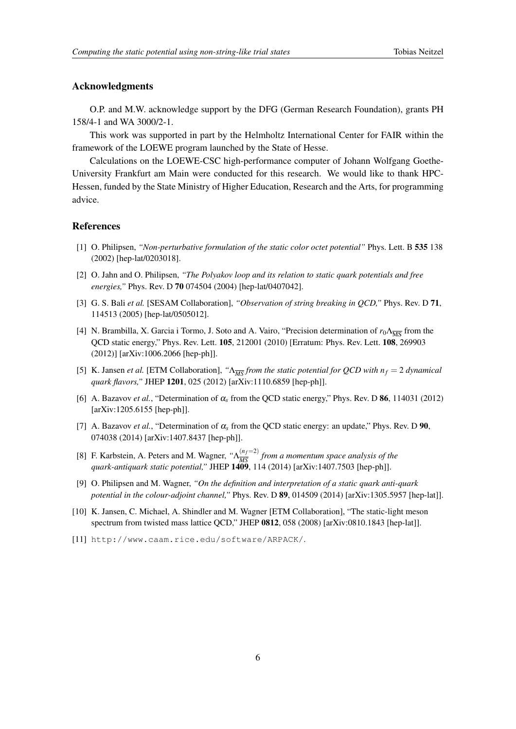### Acknowledgments

O.P. and M.W. acknowledge support by the DFG (German Research Foundation), grants PH 158/4-1 and WA 3000/2-1.

This work was supported in part by the Helmholtz International Center for FAIR within the framework of the LOEWE program launched by the State of Hesse.

Calculations on the LOEWE-CSC high-performance computer of Johann Wolfgang Goethe-University Frankfurt am Main were conducted for this research. We would like to thank HPC-Hessen, funded by the State Ministry of Higher Education, Research and the Arts, for programming advice.

### References

[1] O. Philipsen, *"Non-perturbative formulation of the static color octet potential"* Phys. Lett. B **535** 138 (2002) [hep-lat/0203018].

[2] O. Jahn and O. Philipsen, *"The Polyakov loop and its relation to static quark potentials and free energies,"* Phys. Rev. D **70** 074504 (2004) [hep-lat/0407042].

[3] G. S. Bali *et al.* [SESAM Collaboration], *"Observation of string breaking in QCD,"* Phys. Rev. D **71**, 114513 (2005) [hep-lat/0505012].

[4] N. Brambilla, X. Garcia i Tormo, J. Soto and A. Vairo, "Precision determination of $r_0\Lambda_{\overline{\rm MS}}$ from the QCD static energy," Phys. Rev. Lett. **105**, 212001 (2010) [Erratum: Phys. Rev. Lett. **108**, 269903 (2012)] [arXiv:1006.2066 [hep-ph]].

[5] K. Jansen *et al.* [ETM Collaboration], *"$\Lambda_{\overline{MS}}$ from the static potential for QCD with $n_f = 2$ dynamical quark flavors,"* JHEP **1201**, 025 (2012) [arXiv:1110.6859 [hep-ph]].

[6] A. Bazavov *et al.*, "Determination of $\alpha_s$ from the QCD static energy," Phys. Rev. D **86**, 114031 (2012) [arXiv:1205.6155 [hep-ph]].

[7] A. Bazavov *et al.*, "Determination of $\alpha_s$ from the QCD static energy: an update," Phys. Rev. D **90**, 074038 (2014) [arXiv:1407.8437 [hep-ph]].

[8] F. Karbstein, A. Peters and M. Wagner, *"$\Lambda_{\overline{MS}}^{(n_f=2)}$ from a momentum space analysis of the quark-antiquark static potential,"* JHEP **1409**, 114 (2014) [arXiv:1407.7503 [hep-ph]].

[9] O. Philipsen and M. Wagner, *"On the definition and interpretation of a static quark anti-quark potential in the colour-adjoint channel,"* Phys. Rev. D **89**, 014509 (2014) [arXiv:1305.5957 [hep-lat]].

[10] K. Jansen, C. Michael, A. Shindler and M. Wagner [ETM Collaboration], "The static-light meson spectrum from twisted mass lattice QCD," JHEP **0812**, 058 (2008) [arXiv:0810.1843 [hep-lat]].

[11] `http://www.caam.rice.edu/software/ARPACK/`.